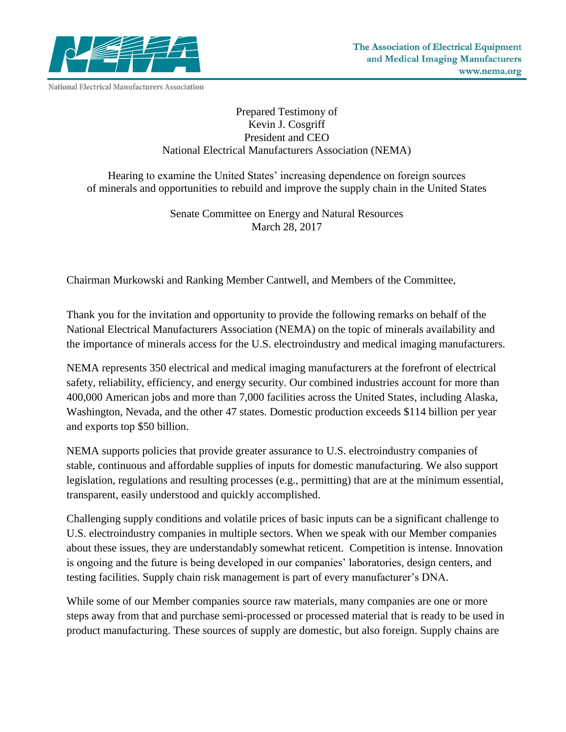National Electrical Manufacturers Association

The Association of Electrical Equipment and Medical Imaging Manufacturers
www.nema.org

Prepared Testimony of
Kevin J. Cosgriff
President and CEO
National Electrical Manufacturers Association (NEMA)

Hearing to examine the United States' increasing dependence on foreign sources of minerals and opportunities to rebuild and improve the supply chain in the United States

Senate Committee on Energy and Natural Resources
March 28, 2017

Chairman Murkowski and Ranking Member Cantwell, and Members of the Committee,

Thank you for the invitation and opportunity to provide the following remarks on behalf of the National Electrical Manufacturers Association (NEMA) on the topic of minerals availability and the importance of minerals access for the U.S. electroindustry and medical imaging manufacturers.

NEMA represents 350 electrical and medical imaging manufacturers at the forefront of electrical safety, reliability, efficiency, and energy security. Our combined industries account for more than 400,000 American jobs and more than 7,000 facilities across the United States, including Alaska, Washington, Nevada, and the other 47 states. Domestic production exceeds $114 billion per year and exports top $50 billion.

NEMA supports policies that provide greater assurance to U.S. electroindustry companies of stable, continuous and affordable supplies of inputs for domestic manufacturing. We also support legislation, regulations and resulting processes (e.g., permitting) that are at the minimum essential, transparent, easily understood and quickly accomplished.

Challenging supply conditions and volatile prices of basic inputs can be a significant challenge to U.S. electroindustry companies in multiple sectors. When we speak with our Member companies about these issues, they are understandably somewhat reticent. Competition is intense. Innovation is ongoing and the future is being developed in our companies' laboratories, design centers, and testing facilities. Supply chain risk management is part of every manufacturer's DNA.

While some of our Member companies source raw materials, many companies are one or more steps away from that and purchase semi-processed or processed material that is ready to be used in product manufacturing. These sources of supply are domestic, but also foreign. Supply chains are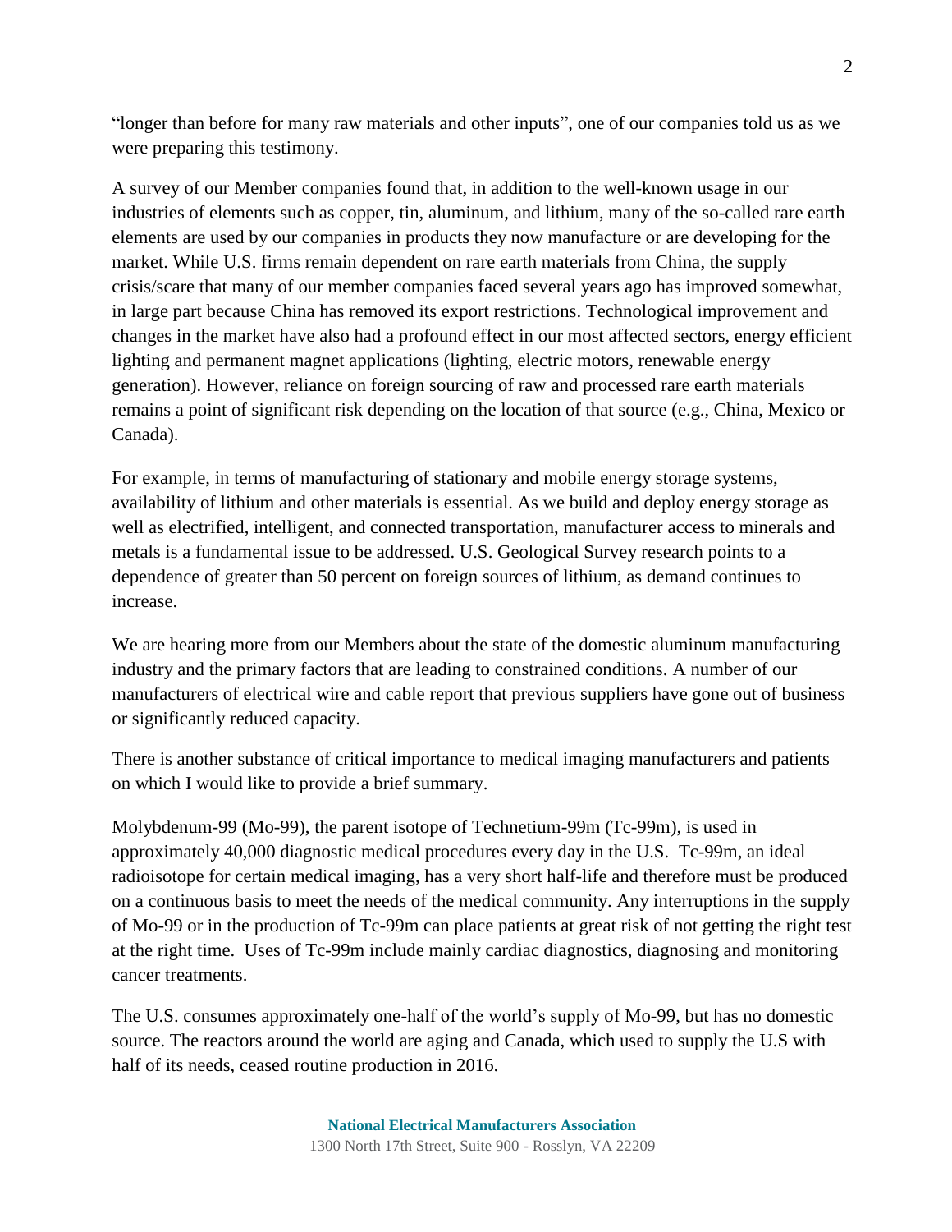"longer than before for many raw materials and other inputs", one of our companies told us as we were preparing this testimony.

A survey of our Member companies found that, in addition to the well-known usage in our industries of elements such as copper, tin, aluminum, and lithium, many of the so-called rare earth elements are used by our companies in products they now manufacture or are developing for the market. While U.S. firms remain dependent on rare earth materials from China, the supply crisis/scare that many of our member companies faced several years ago has improved somewhat, in large part because China has removed its export restrictions. Technological improvement and changes in the market have also had a profound effect in our most affected sectors, energy efficient lighting and permanent magnet applications (lighting, electric motors, renewable energy generation). However, reliance on foreign sourcing of raw and processed rare earth materials remains a point of significant risk depending on the location of that source (e.g., China, Mexico or Canada).

For example, in terms of manufacturing of stationary and mobile energy storage systems, availability of lithium and other materials is essential. As we build and deploy energy storage as well as electrified, intelligent, and connected transportation, manufacturer access to minerals and metals is a fundamental issue to be addressed. U.S. Geological Survey research points to a dependence of greater than 50 percent on foreign sources of lithium, as demand continues to increase.

We are hearing more from our Members about the state of the domestic aluminum manufacturing industry and the primary factors that are leading to constrained conditions. A number of our manufacturers of electrical wire and cable report that previous suppliers have gone out of business or significantly reduced capacity.

There is another substance of critical importance to medical imaging manufacturers and patients on which I would like to provide a brief summary.

Molybdenum-99 (Mo-99), the parent isotope of Technetium-99m (Tc-99m), is used in approximately 40,000 diagnostic medical procedures every day in the U.S. Tc-99m, an ideal radioisotope for certain medical imaging, has a very short half-life and therefore must be produced on a continuous basis to meet the needs of the medical community. Any interruptions in the supply of Mo-99 or in the production of Tc-99m can place patients at great risk of not getting the right test at the right time. Uses of Tc-99m include mainly cardiac diagnostics, diagnosing and monitoring cancer treatments.

The U.S. consumes approximately one-half of the world's supply of Mo-99, but has no domestic source. The reactors around the world are aging and Canada, which used to supply the U.S with half of its needs, ceased routine production in 2016.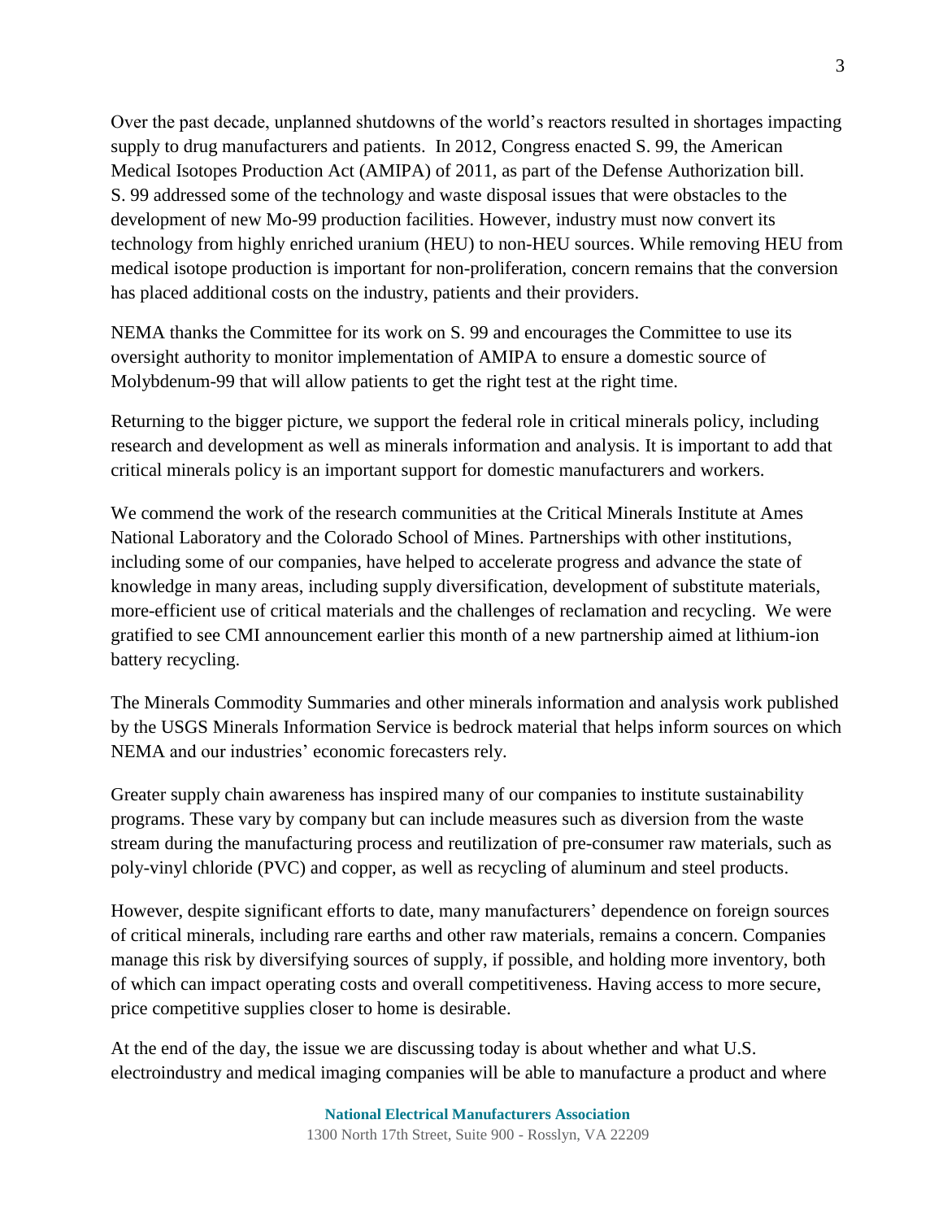Over the past decade, unplanned shutdowns of the world's reactors resulted in shortages impacting supply to drug manufacturers and patients. In 2012, Congress enacted S. 99, the American Medical Isotopes Production Act (AMIPA) of 2011, as part of the Defense Authorization bill. S. 99 addressed some of the technology and waste disposal issues that were obstacles to the development of new Mo-99 production facilities. However, industry must now convert its technology from highly enriched uranium (HEU) to non-HEU sources. While removing HEU from medical isotope production is important for non-proliferation, concern remains that the conversion has placed additional costs on the industry, patients and their providers.

NEMA thanks the Committee for its work on S. 99 and encourages the Committee to use its oversight authority to monitor implementation of AMIPA to ensure a domestic source of Molybdenum-99 that will allow patients to get the right test at the right time.

Returning to the bigger picture, we support the federal role in critical minerals policy, including research and development as well as minerals information and analysis. It is important to add that critical minerals policy is an important support for domestic manufacturers and workers.

We commend the work of the research communities at the Critical Minerals Institute at Ames National Laboratory and the Colorado School of Mines. Partnerships with other institutions, including some of our companies, have helped to accelerate progress and advance the state of knowledge in many areas, including supply diversification, development of substitute materials, more-efficient use of critical materials and the challenges of reclamation and recycling. We were gratified to see CMI announcement earlier this month of a new partnership aimed at lithium-ion battery recycling.

The Minerals Commodity Summaries and other minerals information and analysis work published by the USGS Minerals Information Service is bedrock material that helps inform sources on which NEMA and our industries' economic forecasters rely.

Greater supply chain awareness has inspired many of our companies to institute sustainability programs. These vary by company but can include measures such as diversion from the waste stream during the manufacturing process and reutilization of pre-consumer raw materials, such as poly-vinyl chloride (PVC) and copper, as well as recycling of aluminum and steel products.

However, despite significant efforts to date, many manufacturers' dependence on foreign sources of critical minerals, including rare earths and other raw materials, remains a concern. Companies manage this risk by diversifying sources of supply, if possible, and holding more inventory, both of which can impact operating costs and overall competitiveness. Having access to more secure, price competitive supplies closer to home is desirable.

At the end of the day, the issue we are discussing today is about whether and what U.S. electroindustry and medical imaging companies will be able to manufacture a product and where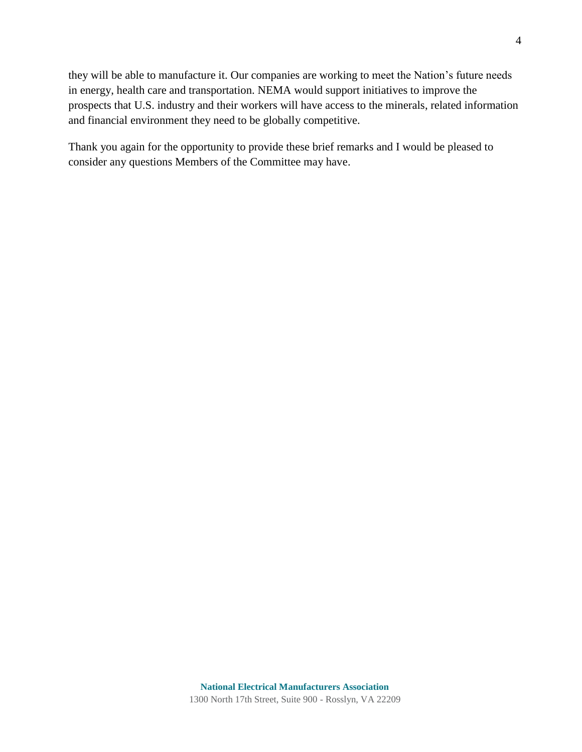they will be able to manufacture it. Our companies are working to meet the Nation's future needs in energy, health care and transportation. NEMA would support initiatives to improve the prospects that U.S. industry and their workers will have access to the minerals, related information and financial environment they need to be globally competitive.

Thank you again for the opportunity to provide these brief remarks and I would be pleased to consider any questions Members of the Committee may have.